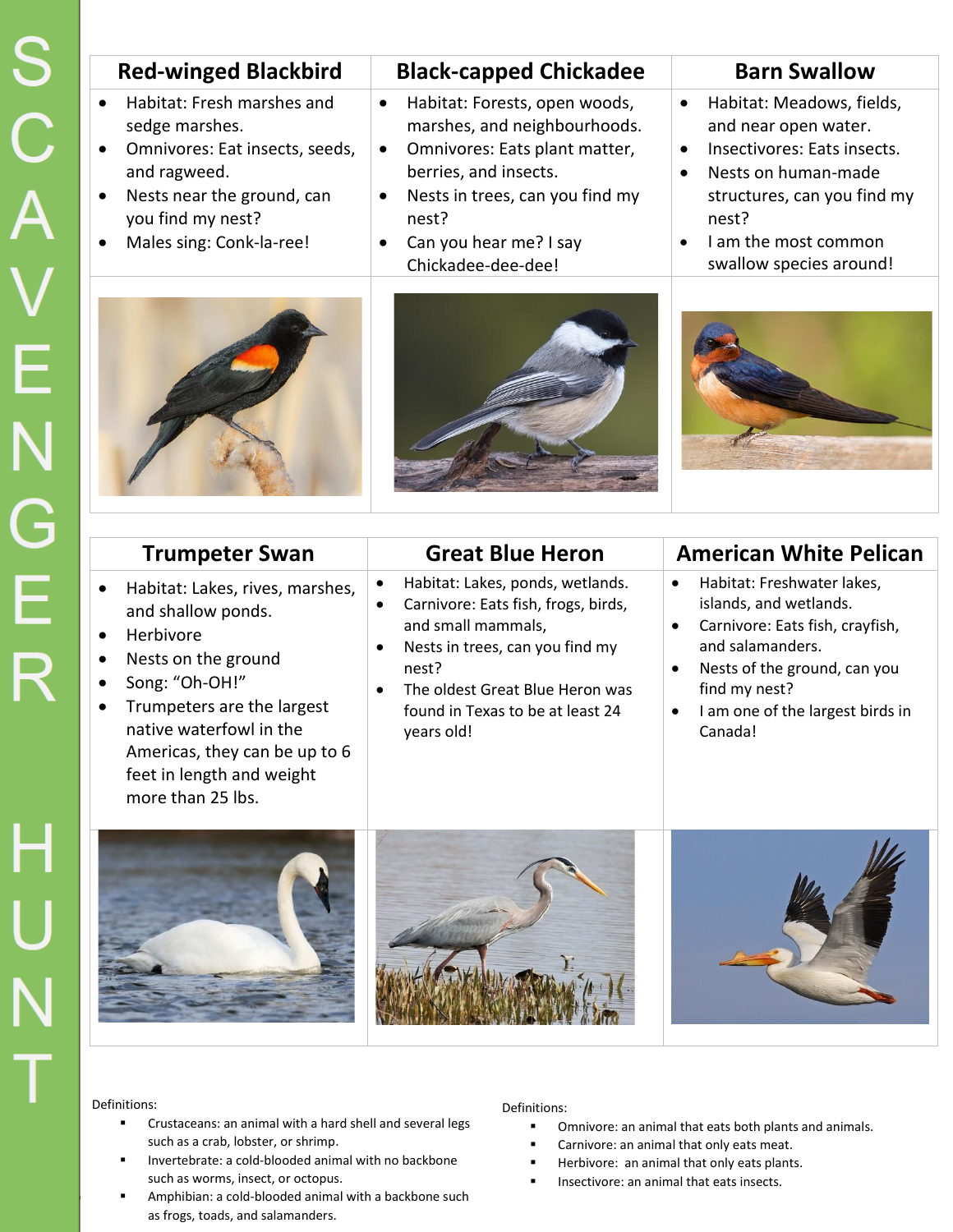# SCAVENGER HUNT

| Red-winged Blackbird | Black-capped Chickadee | Barn Swallow |
|---|---|---|
| • Habitat: Fresh marshes and sedge marshes.<br>• Omnivores: Eat insects, seeds, and ragweed.<br>• Nests near the ground, can you find my nest?<br>• Males sing: Conk-la-ree! | • Habitat: Forests, open woods, marshes, and neighbourhoods.<br>• Omnivores: Eats plant matter, berries, and insects.<br>• Nests in trees, can you find my nest?<br>• Can you hear me? I say Chickadee-dee-dee! | • Habitat: Meadows, fields, and near open water.<br>• Insectivores: Eats insects.<br>• Nests on human-made structures, can you find my nest?<br>• I am the most common swallow species around! |

| Trumpeter Swan | Great Blue Heron | American White Pelican |
|---|---|---|
| • Habitat: Lakes, rives, marshes, and shallow ponds.<br>• Herbivore<br>• Nests on the ground<br>• Song: "Oh-OH!"<br>• Trumpeters are the largest native waterfowl in the Americas, they can be up to 6 feet in length and weight more than 25 lbs. | • Habitat: Lakes, ponds, wetlands.<br>• Carnivore: Eats fish, frogs, birds, and small mammals,<br>• Nests in trees, can you find my nest?<br>• The oldest Great Blue Heron was found in Texas to be at least 24 years old! | • Habitat: Freshwater lakes, islands, and wetlands.<br>• Carnivore: Eats fish, crayfish, and salamanders.<br>• Nests of the ground, can you find my nest?<br>• I am one of the largest birds in Canada! |

Definitions:

- Crustaceans: an animal with a hard shell and several legs such as a crab, lobster, or shrimp.
- Invertebrate: a cold-blooded animal with no backbone such as worms, insect, or octopus.
- Amphibian: a cold-blooded animal with a backbone such as frogs, toads, and salamanders.

Definitions:

- Omnivore: an animal that eats both plants and animals.
- Carnivore: an animal that only eats meat.
- Herbivore: an animal that only eats plants.
- Insectivore: an animal that eats insects.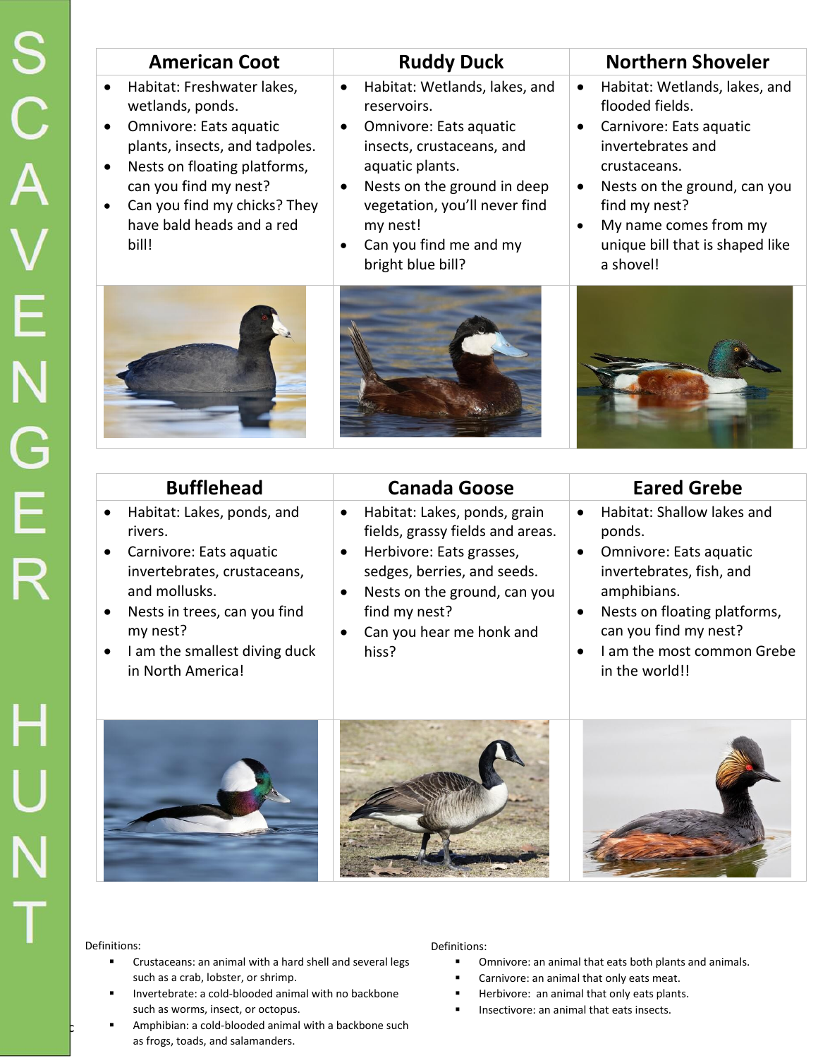SCAVENGER HUNT

| American Coot | Ruddy Duck | Northern Shoveler |
|---|---|---|
| • Habitat: Freshwater lakes, wetlands, ponds.<br>• Omnivore: Eats aquatic plants, insects, and tadpoles.<br>• Nests on floating platforms, can you find my nest?<br>• Can you find my chicks? They have bald heads and a red bill! | • Habitat: Wetlands, lakes, and reservoirs.<br>• Omnivore: Eats aquatic insects, crustaceans, and aquatic plants.<br>• Nests on the ground in deep vegetation, you'll never find my nest!<br>• Can you find me and my bright blue bill? | • Habitat: Wetlands, lakes, and flooded fields.<br>• Carnivore: Eats aquatic invertebrates and crustaceans.<br>• Nests on the ground, can you find my nest?<br>• My name comes from my unique bill that is shaped like a shovel! |

| Bufflehead | Canada Goose | Eared Grebe |
|---|---|---|
| • Habitat: Lakes, ponds, and rivers.<br>• Carnivore: Eats aquatic invertebrates, crustaceans, and mollusks.<br>• Nests in trees, can you find my nest?<br>• I am the smallest diving duck in North America! | • Habitat: Lakes, ponds, grain fields, grassy fields and areas.<br>• Herbivore: Eats grasses, sedges, berries, and seeds.<br>• Nests on the ground, can you find my nest?<br>• Can you hear me honk and hiss? | • Habitat: Shallow lakes and ponds.<br>• Omnivore: Eats aquatic invertebrates, fish, and amphibians.<br>• Nests on floating platforms, can you find my nest?<br>• I am the most common Grebe in the world!! |

Definitions:

- Crustaceans: an animal with a hard shell and several legs such as a crab, lobster, or shrimp.
- Invertebrate: a cold-blooded animal with no backbone such as worms, insect, or octopus.
- Amphibian: a cold-blooded animal with a backbone such as frogs, toads, and salamanders.

Definitions:

- Omnivore: an animal that eats both plants and animals.
- Carnivore: an animal that only eats meat.
- Herbivore: an animal that only eats plants.
- Insectivore: an animal that eats insects.